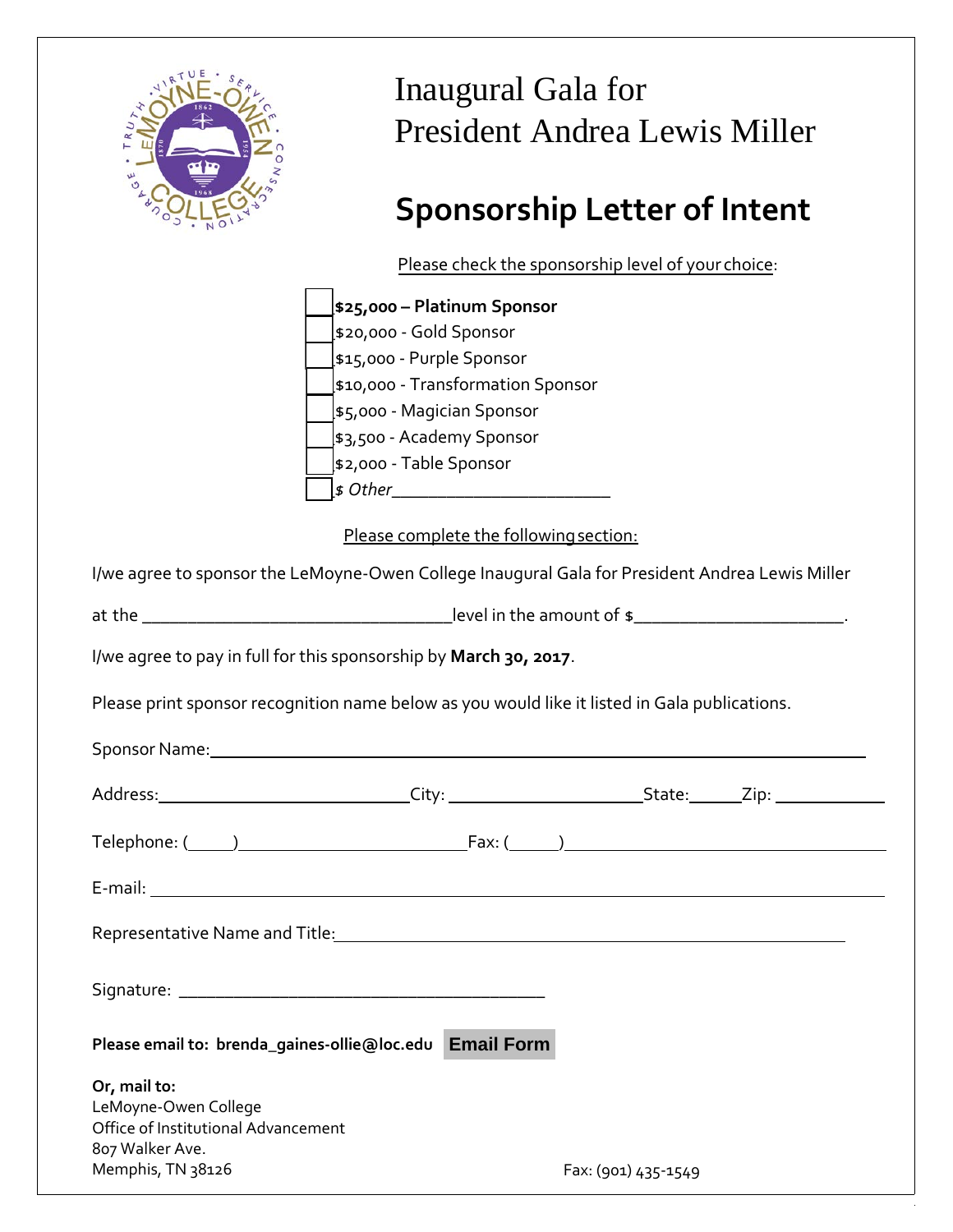# Inaugural Gala for President Andrea Lewis Miller

## Sponsorship Letter of Intent

Please check the sponsorship level of your choice:

- [ ] **$25,000 – Platinum Sponsor**
- [ ] $20,000 - Gold Sponsor
- [ ] $15,000 - Purple Sponsor
- [ ] $10,000 - Transformation Sponsor
- [ ] $5,000 - Magician Sponsor
- [ ] $3,500 - Academy Sponsor
- [ ] $2,000 - Table Sponsor
- [ ] *$ Other________________________*

Please complete the following section:

I/we agree to sponsor the LeMoyne-Owen College Inaugural Gala for President Andrea Lewis Miller

at the __________________________________level in the amount of $______________________.

I/we agree to pay in full for this sponsorship by **March 30, 2017**.

Please print sponsor recognition name below as you would like it listed in Gala publications.

Sponsor Name: ________________________________________________________________________

Address: ___________________________ City: ____________________ State: _____ Zip: ___________

Telephone: (_____) ________________________ Fax: (_____) ________________________________

E-mail: ______________________________________________________________________________

Representative Name and Title: __________________________________________________________

Signature: ________________________________________

**Please email to: brenda_gaines-ollie@loc.edu** **Email Form**

**Or, mail to:**
LeMoyne-Owen College
Office of Institutional Advancement
807 Walker Ave.
Memphis, TN 38126

Fax: (901) 435-1549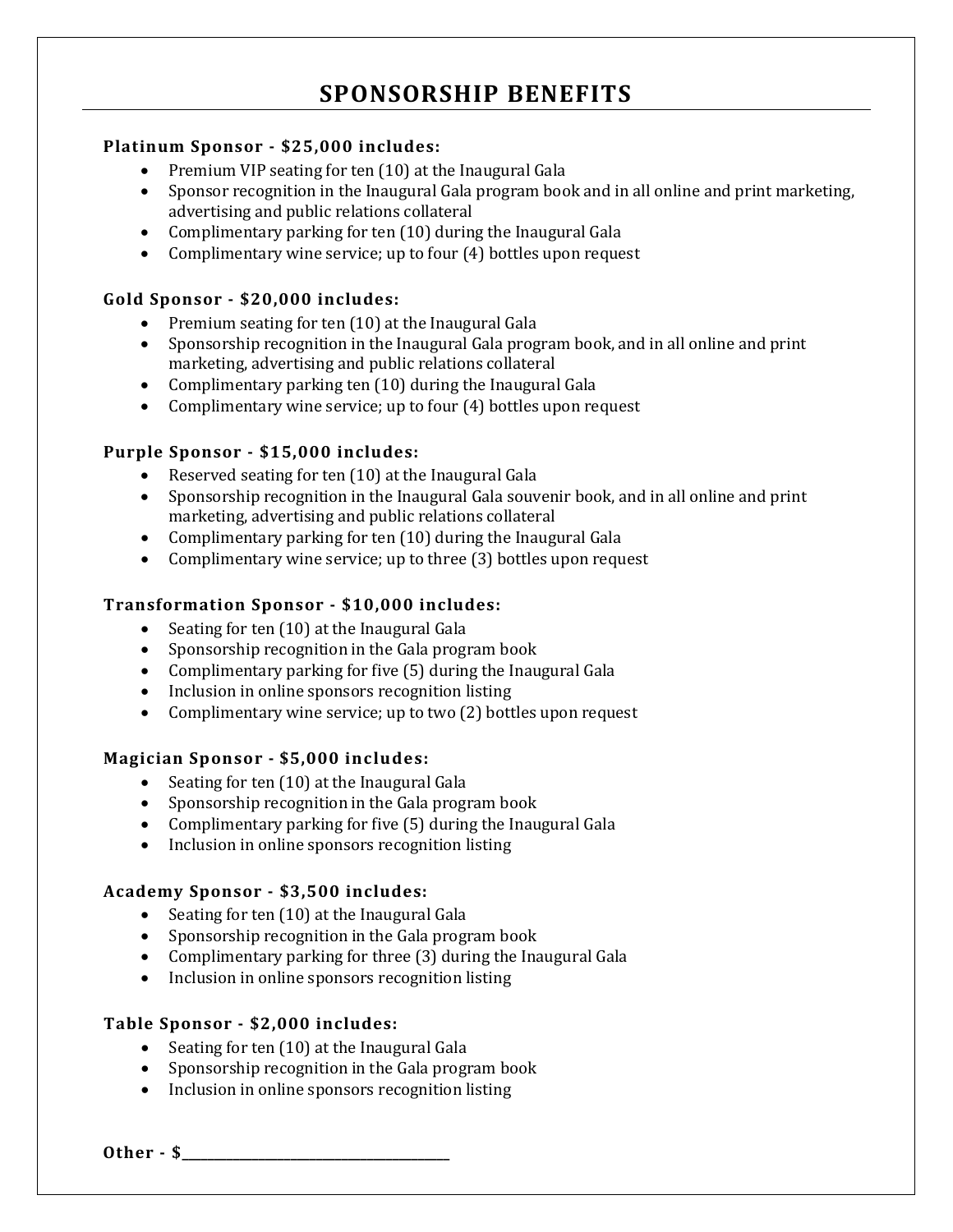# SPONSORSHIP BENEFITS

**Platinum Sponsor - $25,000 includes:**

- Premium VIP seating for ten (10) at the Inaugural Gala
- Sponsor recognition in the Inaugural Gala program book and in all online and print marketing, advertising and public relations collateral
- Complimentary parking for ten (10) during the Inaugural Gala
- Complimentary wine service; up to four (4) bottles upon request

**Gold Sponsor - $20,000 includes:**

- Premium seating for ten (10) at the Inaugural Gala
- Sponsorship recognition in the Inaugural Gala program book, and in all online and print marketing, advertising and public relations collateral
- Complimentary parking ten (10) during the Inaugural Gala
- Complimentary wine service; up to four (4) bottles upon request

**Purple Sponsor - $15,000 includes:**

- Reserved seating for ten (10) at the Inaugural Gala
- Sponsorship recognition in the Inaugural Gala souvenir book, and in all online and print marketing, advertising and public relations collateral
- Complimentary parking for ten (10) during the Inaugural Gala
- Complimentary wine service; up to three (3) bottles upon request

**Transformation Sponsor - $10,000 includes:**

- Seating for ten (10) at the Inaugural Gala
- Sponsorship recognition in the Gala program book
- Complimentary parking for five (5) during the Inaugural Gala
- Inclusion in online sponsors recognition listing
- Complimentary wine service; up to two (2) bottles upon request

**Magician Sponsor - $5,000 includes:**

- Seating for ten (10) at the Inaugural Gala
- Sponsorship recognition in the Gala program book
- Complimentary parking for five (5) during the Inaugural Gala
- Inclusion in online sponsors recognition listing

**Academy Sponsor - $3,500 includes:**

- Seating for ten (10) at the Inaugural Gala
- Sponsorship recognition in the Gala program book
- Complimentary parking for three (3) during the Inaugural Gala
- Inclusion in online sponsors recognition listing

**Table Sponsor - $2,000 includes:**

- Seating for ten (10) at the Inaugural Gala
- Sponsorship recognition in the Gala program book
- Inclusion in online sponsors recognition listing

**Other - $**______________________________